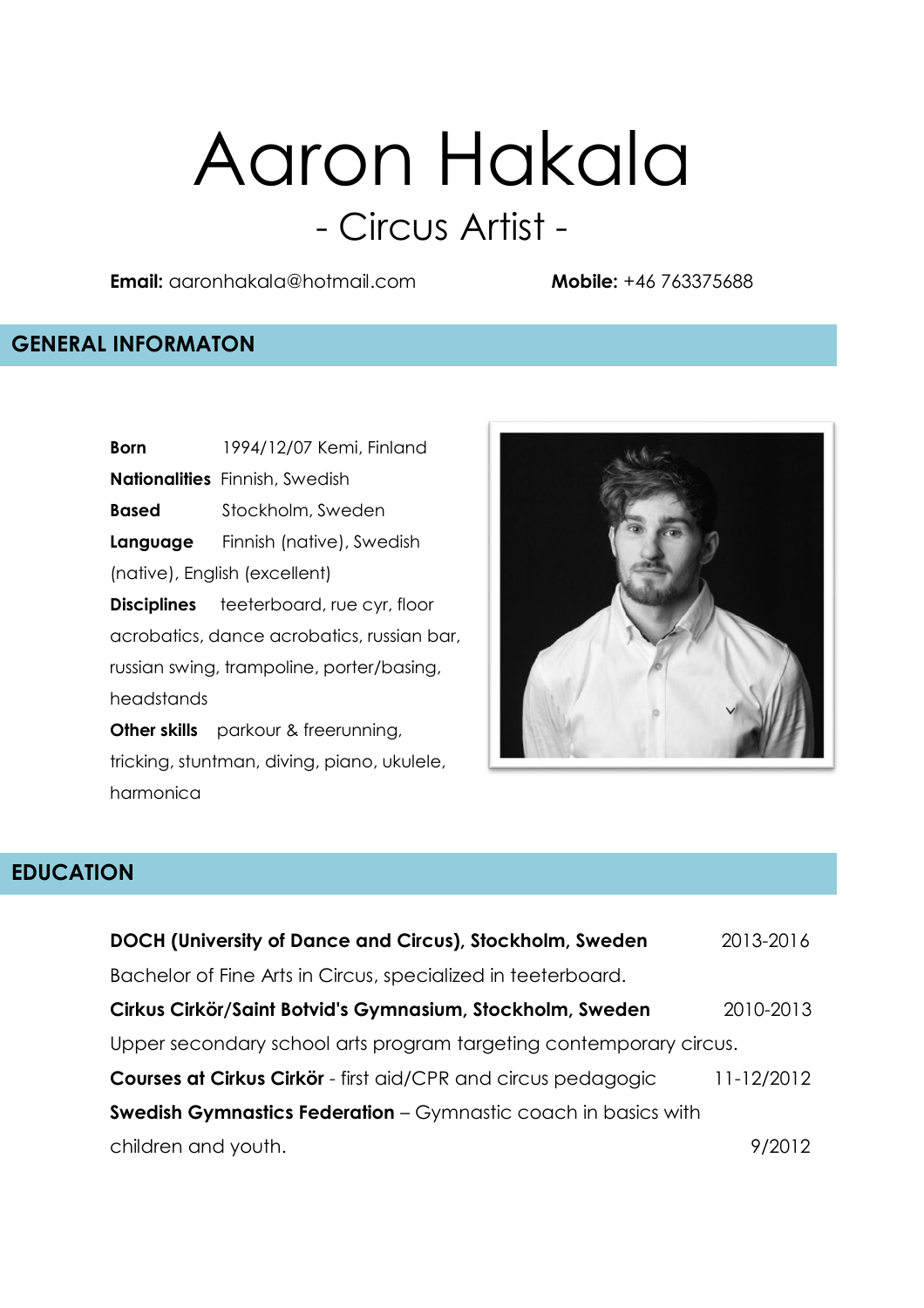# Aaron Hakala

## - Circus Artist -

**Email:** aaronhakala@hotmail.com **Mobile:** +46 763375688

## GENERAL INFORMATON

**Born** 1994/12/07 Kemi, Finland

**Nationalities** Finnish, Swedish

**Based** Stockholm, Sweden

**Language** Finnish (native), Swedish (native), English (excellent)

**Disciplines** teeterboard, rue cyr, floor acrobatics, dance acrobatics, russian bar, russian swing, trampoline, porter/basing, headstands

**Other skills** parkour & freerunning, tricking, stuntman, diving, piano, ukulele, harmonica

## EDUCATION

**DOCH (University of Dance and Circus), Stockholm, Sweden** 2013-2016

Bachelor of Fine Arts in Circus, specialized in teeterboard.

**Cirkus Cirkör/Saint Botvid's Gymnasium, Stockholm, Sweden** 2010-2013

Upper secondary school arts program targeting contemporary circus.

**Courses at Cirkus Cirkör** - first aid/CPR and circus pedagogic 11-12/2012

**Swedish Gymnastics Federation** – Gymnastic coach in basics with children and youth. 9/2012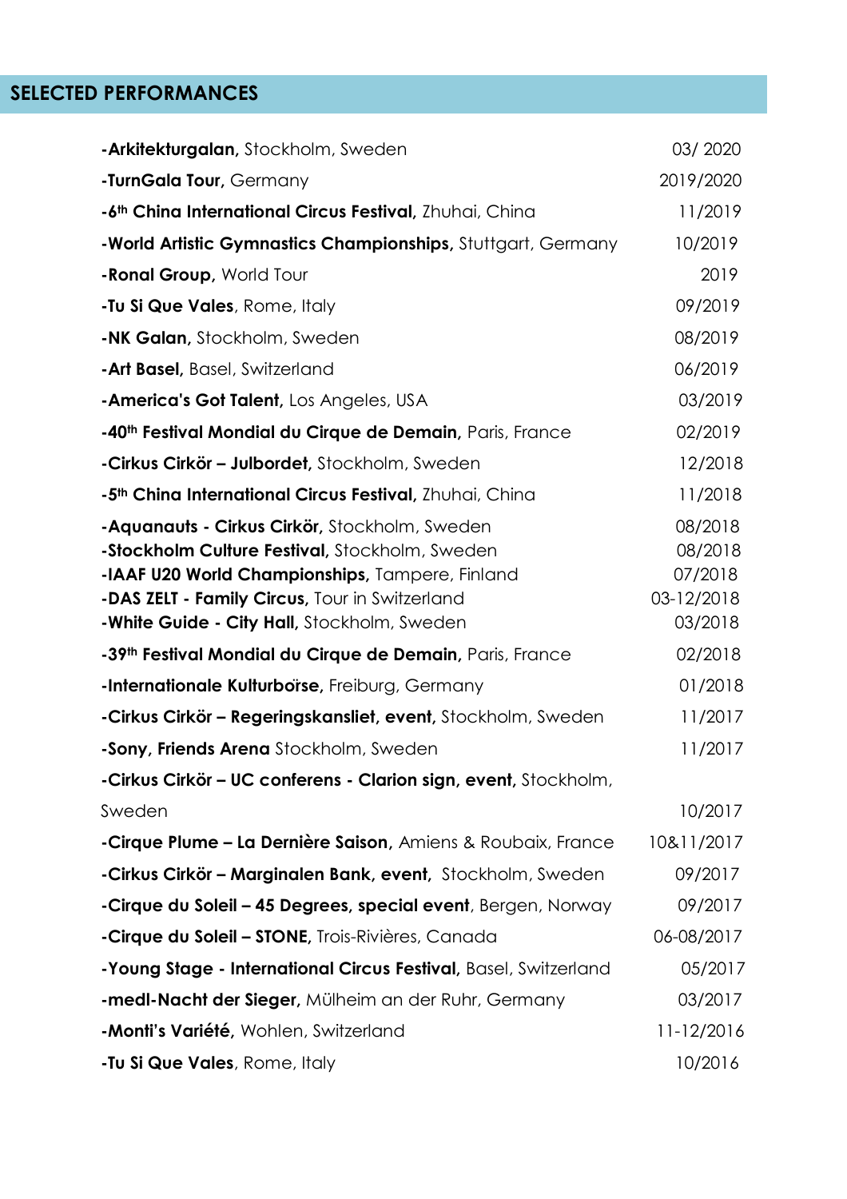## SELECTED PERFORMANCES

| | |
|---|---|
| **-Arkitekturgalan,** Stockholm, Sweden | 03/ 2020 |
| **-TurnGala Tour,** Germany | 2019/2020 |
| **-6th China International Circus Festival,** Zhuhai, China | 11/2019 |
| **-World Artistic Gymnastics Championships,** Stuttgart, Germany | 10/2019 |
| **-Ronal Group,** World Tour | 2019 |
| **-Tu Si Que Vales**, Rome, Italy | 09/2019 |
| **-NK Galan,** Stockholm, Sweden | 08/2019 |
| **-Art Basel,** Basel, Switzerland | 06/2019 |
| **-America's Got Talent,** Los Angeles, USA | 03/2019 |
| **-40th Festival Mondial du Cirque de Demain,** Paris, France | 02/2019 |
| **-Cirkus Cirkör – Julbordet,** Stockholm, Sweden | 12/2018 |
| **-5th China International Circus Festival,** Zhuhai, China | 11/2018 |
| **-Aquanauts - Cirkus Cirkör,** Stockholm, Sweden | 08/2018 |
| **-Stockholm Culture Festival,** Stockholm, Sweden | 08/2018 |
| **-IAAF U20 World Championships,** Tampere, Finland | 07/2018 |
| **-DAS ZELT - Family Circus,** Tour in Switzerland | 03-12/2018 |
| **-White Guide - City Hall,** Stockholm, Sweden | 03/2018 |
| **-39th Festival Mondial du Cirque de Demain,** Paris, France | 02/2018 |
| **-Internationale Kulturboïse,** Freiburg, Germany | 01/2018 |
| **-Cirkus Cirkör – Regeringskansliet, event,** Stockholm, Sweden | 11/2017 |
| **-Sony, Friends Arena** Stockholm, Sweden | 11/2017 |
| **-Cirkus Cirkör – UC conferens - Clarion sign, event,** Stockholm, Sweden | 10/2017 |
| **-Cirque Plume – La Dernière Saison,** Amiens & Roubaix, France | 10&11/2017 |
| **-Cirkus Cirkör – Marginalen Bank, event,** Stockholm, Sweden | 09/2017 |
| **-Cirque du Soleil – 45 Degrees, special event**, Bergen, Norway | 09/2017 |
| **-Cirque du Soleil – STONE,** Trois-Rivières, Canada | 06-08/2017 |
| **-Young Stage - International Circus Festival,** Basel, Switzerland | 05/2017 |
| **-medl-Nacht der Sieger,** Mülheim an der Ruhr, Germany | 03/2017 |
| **-Monti's Variété**, Wohlen, Switzerland | 11-12/2016 |
| **-Tu Si Que Vales**, Rome, Italy | 10/2016 |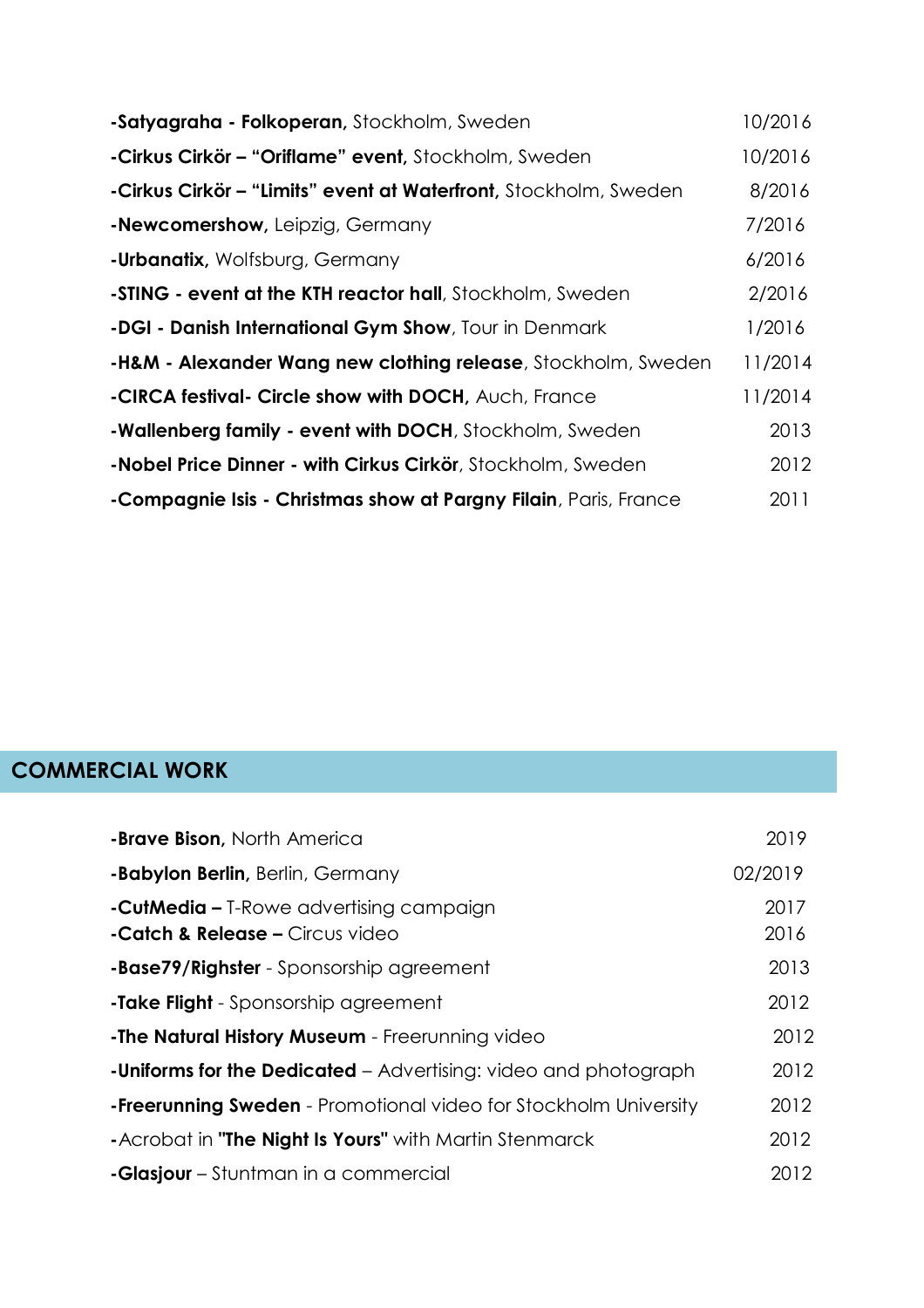| | |
|---|---|
| **-Satyagraha - Folkoperan,** Stockholm, Sweden | 10/2016 |
| **-Cirkus Cirkör – "Oriflame" event,** Stockholm, Sweden | 10/2016 |
| **-Cirkus Cirkör – "Limits" event at Waterfront,** Stockholm, Sweden | 8/2016 |
| **-Newcomershow,** Leipzig, Germany | 7/2016 |
| **-Urbanatix,** Wolfsburg, Germany | 6/2016 |
| **-STING - event at the KTH reactor hall**, Stockholm, Sweden | 2/2016 |
| **-DGI - Danish International Gym Show**, Tour in Denmark | 1/2016 |
| **-H&M - Alexander Wang new clothing release**, Stockholm, Sweden | 11/2014 |
| **-CIRCA festival- Circle show with DOCH,** Auch, France | 11/2014 |
| **-Wallenberg family - event with DOCH**, Stockholm, Sweden | 2013 |
| **-Nobel Price Dinner - with Cirkus Cirkör**, Stockholm, Sweden | 2012 |
| **-Compagnie Isis - Christmas show at Pargny Filain**, Paris, France | 2011 |

## COMMERCIAL WORK

| | |
|---|---|
| **-Brave Bison,** North America | 2019 |
| **-Babylon Berlin,** Berlin, Germany | 02/2019 |
| **-CutMedia –** T-Rowe advertising campaign | 2017 |
| **-Catch & Release –** Circus video | 2016 |
| **-Base79/Righster** - Sponsorship agreement | 2013 |
| **-Take Flight** - Sponsorship agreement | 2012 |
| **-The Natural History Museum** - Freerunning video | 2012 |
| **-Uniforms for the Dedicated** – Advertising: video and photograph | 2012 |
| **-Freerunning Sweden** - Promotional video for Stockholm University | 2012 |
| -Acrobat in **"The Night Is Yours"** with Martin Stenmarck | 2012 |
| **-Glasjour** – Stuntman in a commercial | 2012 |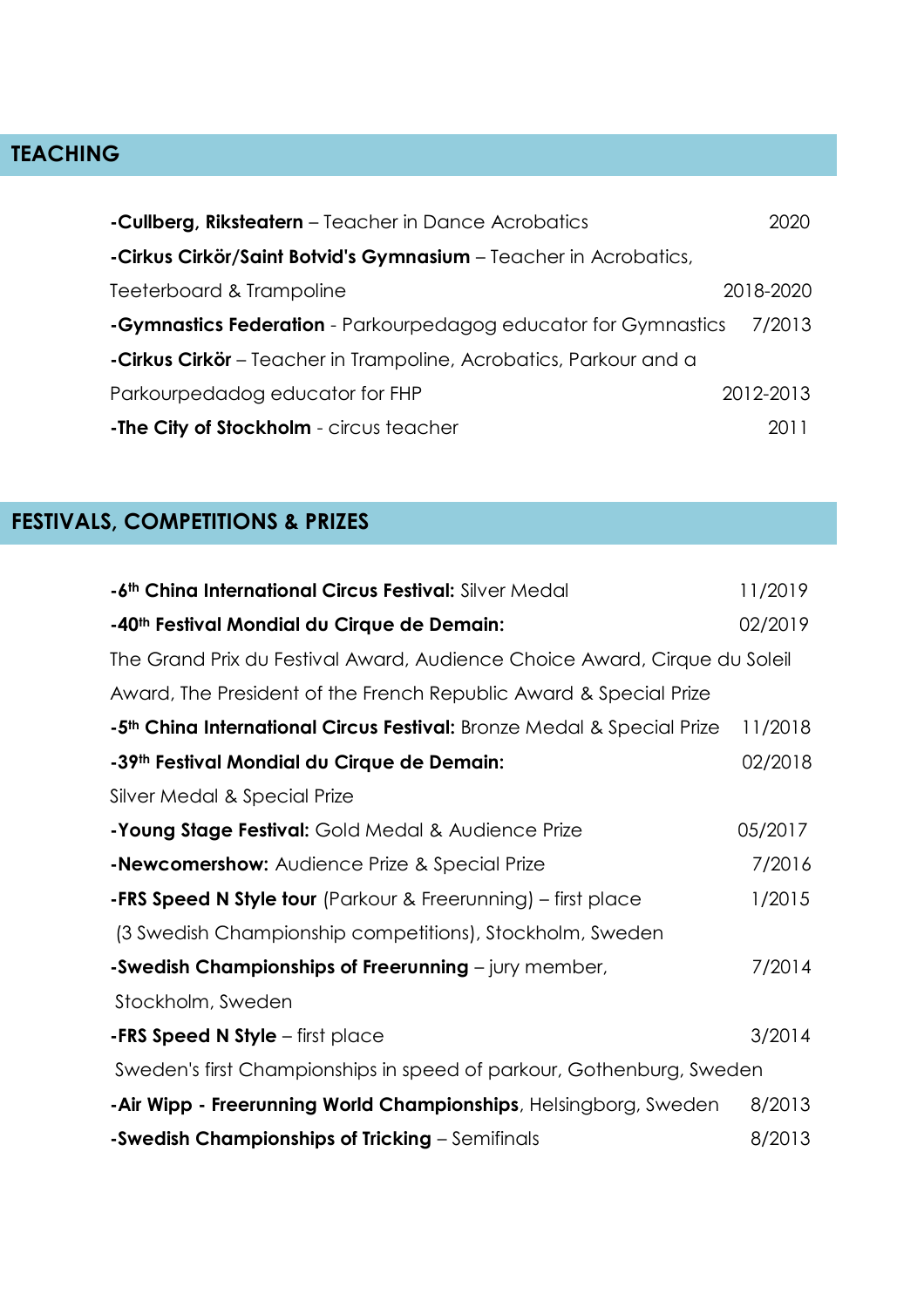## TEACHING

**-Cullberg, Riksteatern** – Teacher in Dance Acrobatics 2020

**-Cirkus Cirkör/Saint Botvid's Gymnasium** – Teacher in Acrobatics, Teeterboard & Trampoline 2018-2020

**-Gymnastics Federation** - Parkourpedagog educator for Gymnastics 7/2013

**-Cirkus Cirkör** – Teacher in Trampoline, Acrobatics, Parkour and a Parkourpedadog educator for FHP 2012-2013

**-The City of Stockholm** - circus teacher 2011

## FESTIVALS, COMPETITIONS & PRIZES

**-6th China International Circus Festival:** Silver Medal 11/2019

**-40th Festival Mondial du Cirque de Demain:** 02/2019
The Grand Prix du Festival Award, Audience Choice Award, Cirque du Soleil Award, The President of the French Republic Award & Special Prize

**-5th China International Circus Festival:** Bronze Medal & Special Prize 11/2018

**-39th Festival Mondial du Cirque de Demain:** 02/2018
Silver Medal & Special Prize

**-Young Stage Festival:** Gold Medal & Audience Prize 05/2017

**-Newcomershow:** Audience Prize & Special Prize 7/2016

**-FRS Speed N Style tour** (Parkour & Freerunning) – first place 1/2015
(3 Swedish Championship competitions), Stockholm, Sweden

**-Swedish Championships of Freerunning** – jury member, 7/2014
Stockholm, Sweden

**-FRS Speed N Style** – first place 3/2014
Sweden's first Championships in speed of parkour, Gothenburg, Sweden

**-Air Wipp - Freerunning World Championships**, Helsingborg, Sweden 8/2013

**-Swedish Championships of Tricking** – Semifinals 8/2013